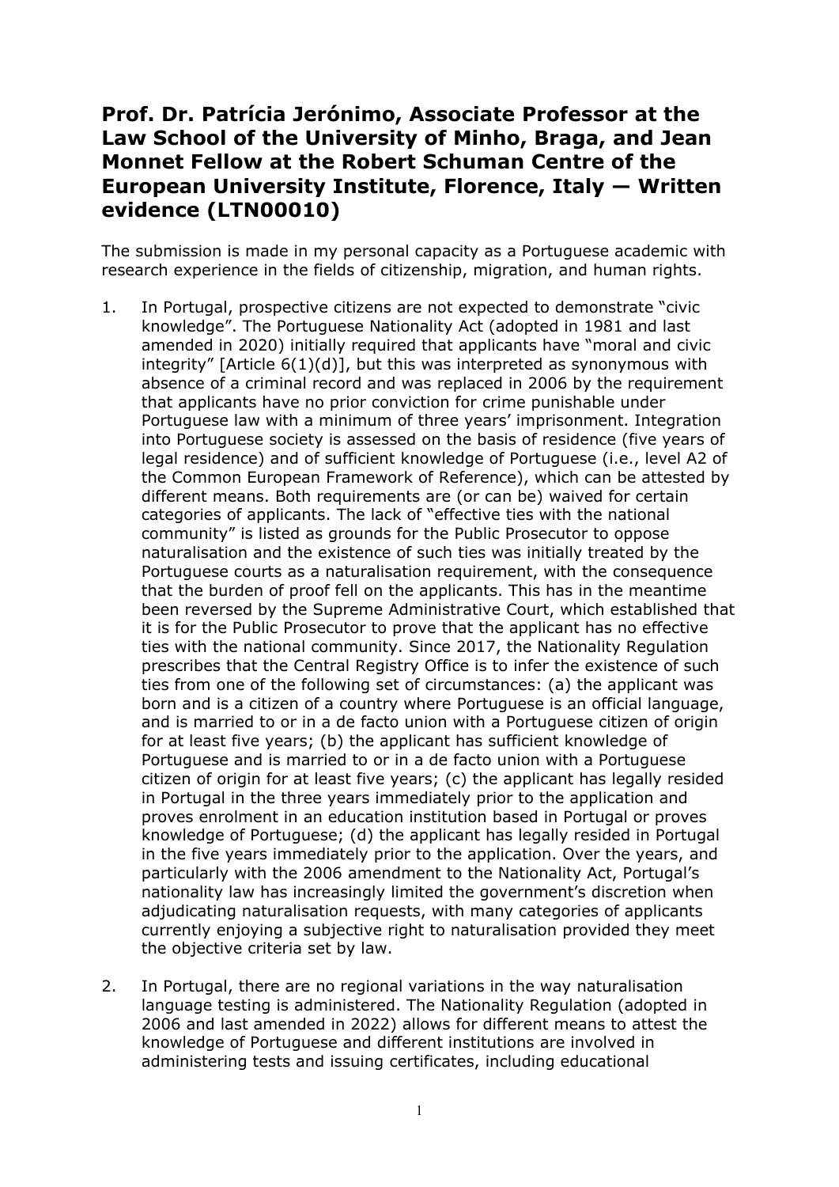# Prof. Dr. Patrícia Jerónimo, Associate Professor at the Law School of the University of Minho, Braga, and Jean Monnet Fellow at the Robert Schuman Centre of the European University Institute, Florence, Italy — Written evidence (LTN00010)

The submission is made in my personal capacity as a Portuguese academic with research experience in the fields of citizenship, migration, and human rights.

1. In Portugal, prospective citizens are not expected to demonstrate "civic knowledge". The Portuguese Nationality Act (adopted in 1981 and last amended in 2020) initially required that applicants have "moral and civic integrity" [Article 6(1)(d)], but this was interpreted as synonymous with absence of a criminal record and was replaced in 2006 by the requirement that applicants have no prior conviction for crime punishable under Portuguese law with a minimum of three years' imprisonment. Integration into Portuguese society is assessed on the basis of residence (five years of legal residence) and of sufficient knowledge of Portuguese (i.e., level A2 of the Common European Framework of Reference), which can be attested by different means. Both requirements are (or can be) waived for certain categories of applicants. The lack of "effective ties with the national community" is listed as grounds for the Public Prosecutor to oppose naturalisation and the existence of such ties was initially treated by the Portuguese courts as a naturalisation requirement, with the consequence that the burden of proof fell on the applicants. This has in the meantime been reversed by the Supreme Administrative Court, which established that it is for the Public Prosecutor to prove that the applicant has no effective ties with the national community. Since 2017, the Nationality Regulation prescribes that the Central Registry Office is to infer the existence of such ties from one of the following set of circumstances: (a) the applicant was born and is a citizen of a country where Portuguese is an official language, and is married to or in a de facto union with a Portuguese citizen of origin for at least five years; (b) the applicant has sufficient knowledge of Portuguese and is married to or in a de facto union with a Portuguese citizen of origin for at least five years; (c) the applicant has legally resided in Portugal in the three years immediately prior to the application and proves enrolment in an education institution based in Portugal or proves knowledge of Portuguese; (d) the applicant has legally resided in Portugal in the five years immediately prior to the application. Over the years, and particularly with the 2006 amendment to the Nationality Act, Portugal's nationality law has increasingly limited the government's discretion when adjudicating naturalisation requests, with many categories of applicants currently enjoying a subjective right to naturalisation provided they meet the objective criteria set by law.

2. In Portugal, there are no regional variations in the way naturalisation language testing is administered. The Nationality Regulation (adopted in 2006 and last amended in 2022) allows for different means to attest the knowledge of Portuguese and different institutions are involved in administering tests and issuing certificates, including educational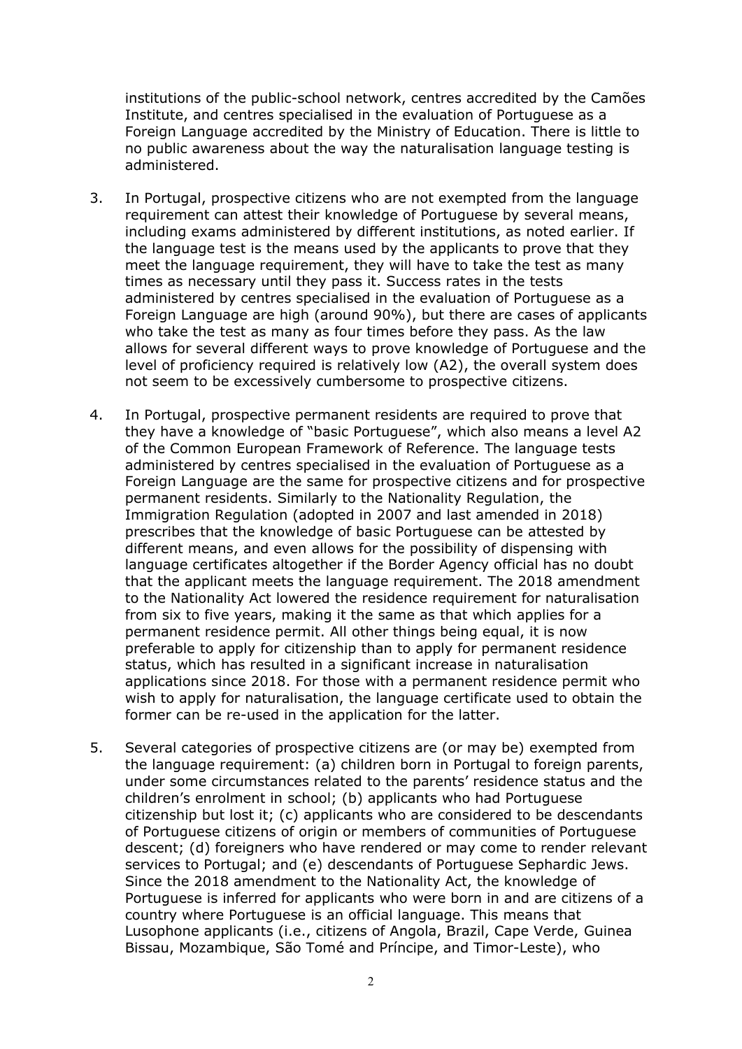institutions of the public-school network, centres accredited by the Camões Institute, and centres specialised in the evaluation of Portuguese as a Foreign Language accredited by the Ministry of Education. There is little to no public awareness about the way the naturalisation language testing is administered.

3. In Portugal, prospective citizens who are not exempted from the language requirement can attest their knowledge of Portuguese by several means, including exams administered by different institutions, as noted earlier. If the language test is the means used by the applicants to prove that they meet the language requirement, they will have to take the test as many times as necessary until they pass it. Success rates in the tests administered by centres specialised in the evaluation of Portuguese as a Foreign Language are high (around 90%), but there are cases of applicants who take the test as many as four times before they pass. As the law allows for several different ways to prove knowledge of Portuguese and the level of proficiency required is relatively low (A2), the overall system does not seem to be excessively cumbersome to prospective citizens.

4. In Portugal, prospective permanent residents are required to prove that they have a knowledge of "basic Portuguese", which also means a level A2 of the Common European Framework of Reference. The language tests administered by centres specialised in the evaluation of Portuguese as a Foreign Language are the same for prospective citizens and for prospective permanent residents. Similarly to the Nationality Regulation, the Immigration Regulation (adopted in 2007 and last amended in 2018) prescribes that the knowledge of basic Portuguese can be attested by different means, and even allows for the possibility of dispensing with language certificates altogether if the Border Agency official has no doubt that the applicant meets the language requirement. The 2018 amendment to the Nationality Act lowered the residence requirement for naturalisation from six to five years, making it the same as that which applies for a permanent residence permit. All other things being equal, it is now preferable to apply for citizenship than to apply for permanent residence status, which has resulted in a significant increase in naturalisation applications since 2018. For those with a permanent residence permit who wish to apply for naturalisation, the language certificate used to obtain the former can be re-used in the application for the latter.

5. Several categories of prospective citizens are (or may be) exempted from the language requirement: (a) children born in Portugal to foreign parents, under some circumstances related to the parents' residence status and the children's enrolment in school; (b) applicants who had Portuguese citizenship but lost it; (c) applicants who are considered to be descendants of Portuguese citizens of origin or members of communities of Portuguese descent; (d) foreigners who have rendered or may come to render relevant services to Portugal; and (e) descendants of Portuguese Sephardic Jews. Since the 2018 amendment to the Nationality Act, the knowledge of Portuguese is inferred for applicants who were born in and are citizens of a country where Portuguese is an official language. This means that Lusophone applicants (i.e., citizens of Angola, Brazil, Cape Verde, Guinea Bissau, Mozambique, São Tomé and Príncipe, and Timor-Leste), who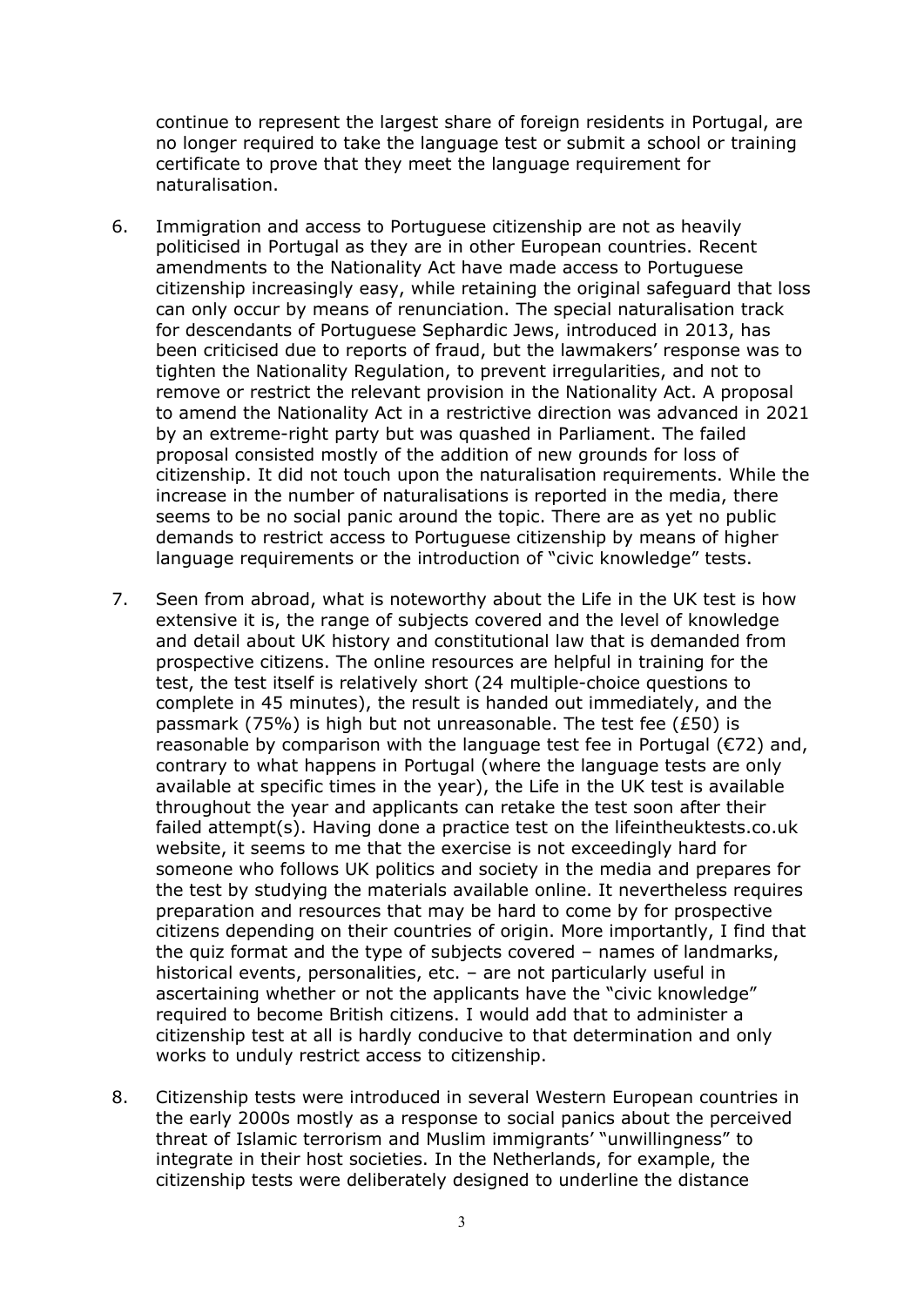continue to represent the largest share of foreign residents in Portugal, are no longer required to take the language test or submit a school or training certificate to prove that they meet the language requirement for naturalisation.

6. Immigration and access to Portuguese citizenship are not as heavily politicised in Portugal as they are in other European countries. Recent amendments to the Nationality Act have made access to Portuguese citizenship increasingly easy, while retaining the original safeguard that loss can only occur by means of renunciation. The special naturalisation track for descendants of Portuguese Sephardic Jews, introduced in 2013, has been criticised due to reports of fraud, but the lawmakers' response was to tighten the Nationality Regulation, to prevent irregularities, and not to remove or restrict the relevant provision in the Nationality Act. A proposal to amend the Nationality Act in a restrictive direction was advanced in 2021 by an extreme-right party but was quashed in Parliament. The failed proposal consisted mostly of the addition of new grounds for loss of citizenship. It did not touch upon the naturalisation requirements. While the increase in the number of naturalisations is reported in the media, there seems to be no social panic around the topic. There are as yet no public demands to restrict access to Portuguese citizenship by means of higher language requirements or the introduction of "civic knowledge" tests.

7. Seen from abroad, what is noteworthy about the Life in the UK test is how extensive it is, the range of subjects covered and the level of knowledge and detail about UK history and constitutional law that is demanded from prospective citizens. The online resources are helpful in training for the test, the test itself is relatively short (24 multiple-choice questions to complete in 45 minutes), the result is handed out immediately, and the passmark (75%) is high but not unreasonable. The test fee (£50) is reasonable by comparison with the language test fee in Portugal (€72) and, contrary to what happens in Portugal (where the language tests are only available at specific times in the year), the Life in the UK test is available throughout the year and applicants can retake the test soon after their failed attempt(s). Having done a practice test on the lifeintheuktests.co.uk website, it seems to me that the exercise is not exceedingly hard for someone who follows UK politics and society in the media and prepares for the test by studying the materials available online. It nevertheless requires preparation and resources that may be hard to come by for prospective citizens depending on their countries of origin. More importantly, I find that the quiz format and the type of subjects covered – names of landmarks, historical events, personalities, etc. – are not particularly useful in ascertaining whether or not the applicants have the "civic knowledge" required to become British citizens. I would add that to administer a citizenship test at all is hardly conducive to that determination and only works to unduly restrict access to citizenship.

8. Citizenship tests were introduced in several Western European countries in the early 2000s mostly as a response to social panics about the perceived threat of Islamic terrorism and Muslim immigrants' "unwillingness" to integrate in their host societies. In the Netherlands, for example, the citizenship tests were deliberately designed to underline the distance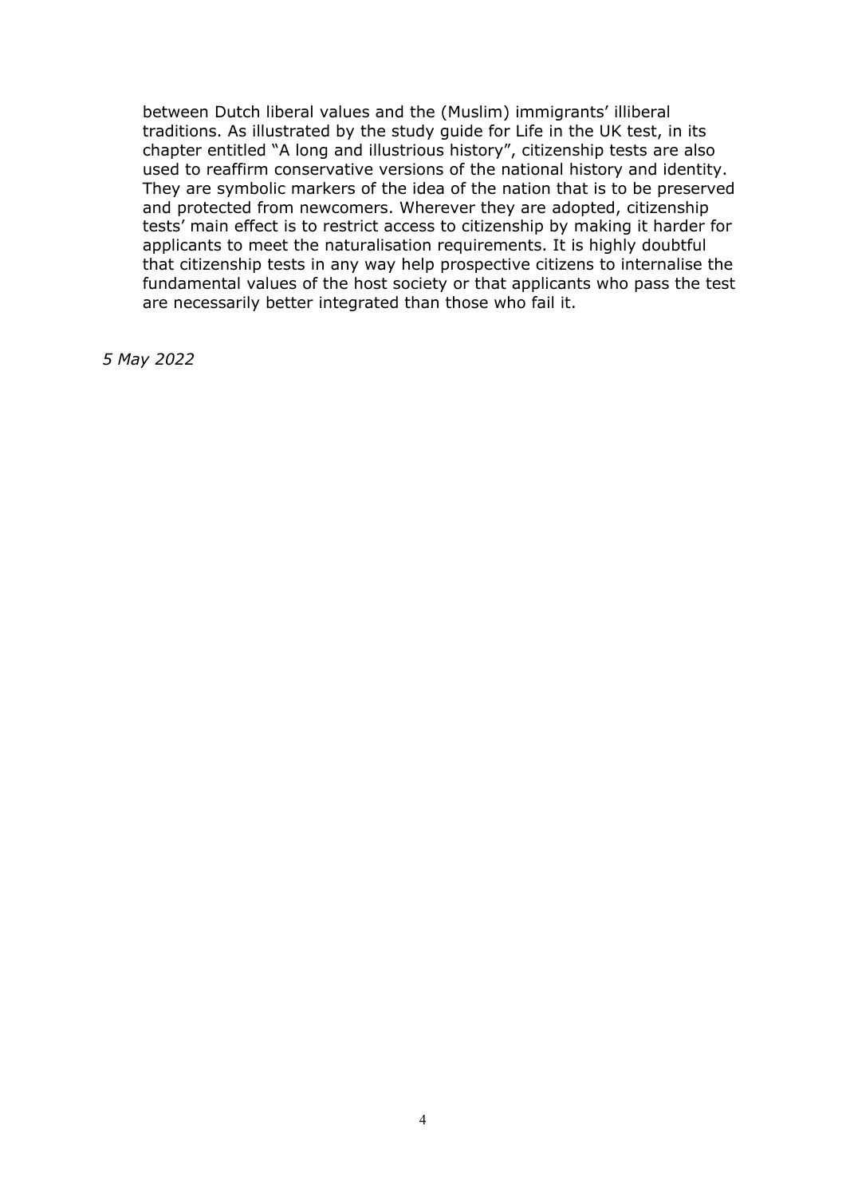between Dutch liberal values and the (Muslim) immigrants' illiberal traditions. As illustrated by the study guide for Life in the UK test, in its chapter entitled "A long and illustrious history", citizenship tests are also used to reaffirm conservative versions of the national history and identity. They are symbolic markers of the idea of the nation that is to be preserved and protected from newcomers. Wherever they are adopted, citizenship tests' main effect is to restrict access to citizenship by making it harder for applicants to meet the naturalisation requirements. It is highly doubtful that citizenship tests in any way help prospective citizens to internalise the fundamental values of the host society or that applicants who pass the test are necessarily better integrated than those who fail it.

*5 May 2022*